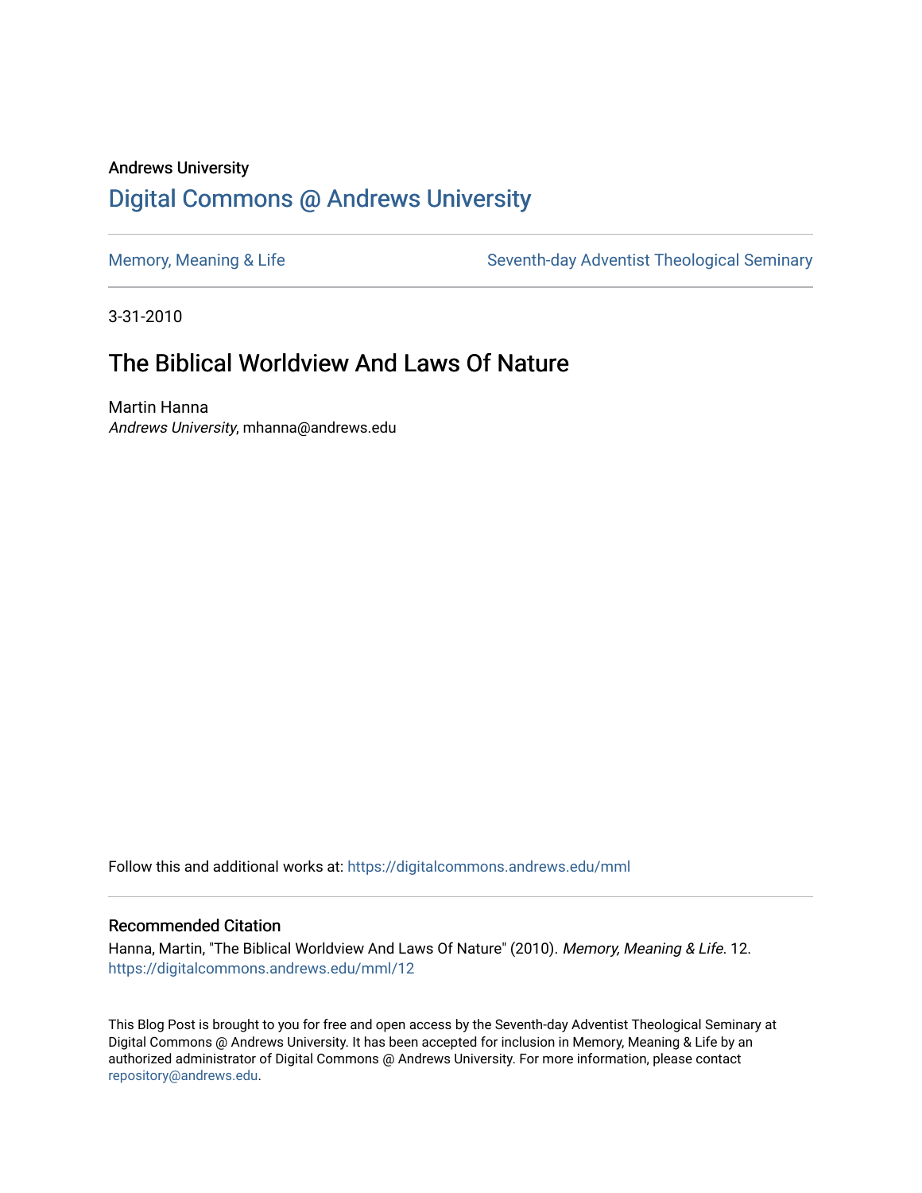Andrews University

# Digital Commons @ Andrews University

Memory, Meaning & Life

Seventh-day Adventist Theological Seminary

3-31-2010

## The Biblical Worldview And Laws Of Nature

Martin Hanna
*Andrews University*, mhanna@andrews.edu

Follow this and additional works at: https://digitalcommons.andrews.edu/mml

### Recommended Citation

Hanna, Martin, "The Biblical Worldview And Laws Of Nature" (2010). *Memory, Meaning & Life*. 12.
https://digitalcommons.andrews.edu/mml/12

This Blog Post is brought to you for free and open access by the Seventh-day Adventist Theological Seminary at Digital Commons @ Andrews University. It has been accepted for inclusion in Memory, Meaning & Life by an authorized administrator of Digital Commons @ Andrews University. For more information, please contact repository@andrews.edu.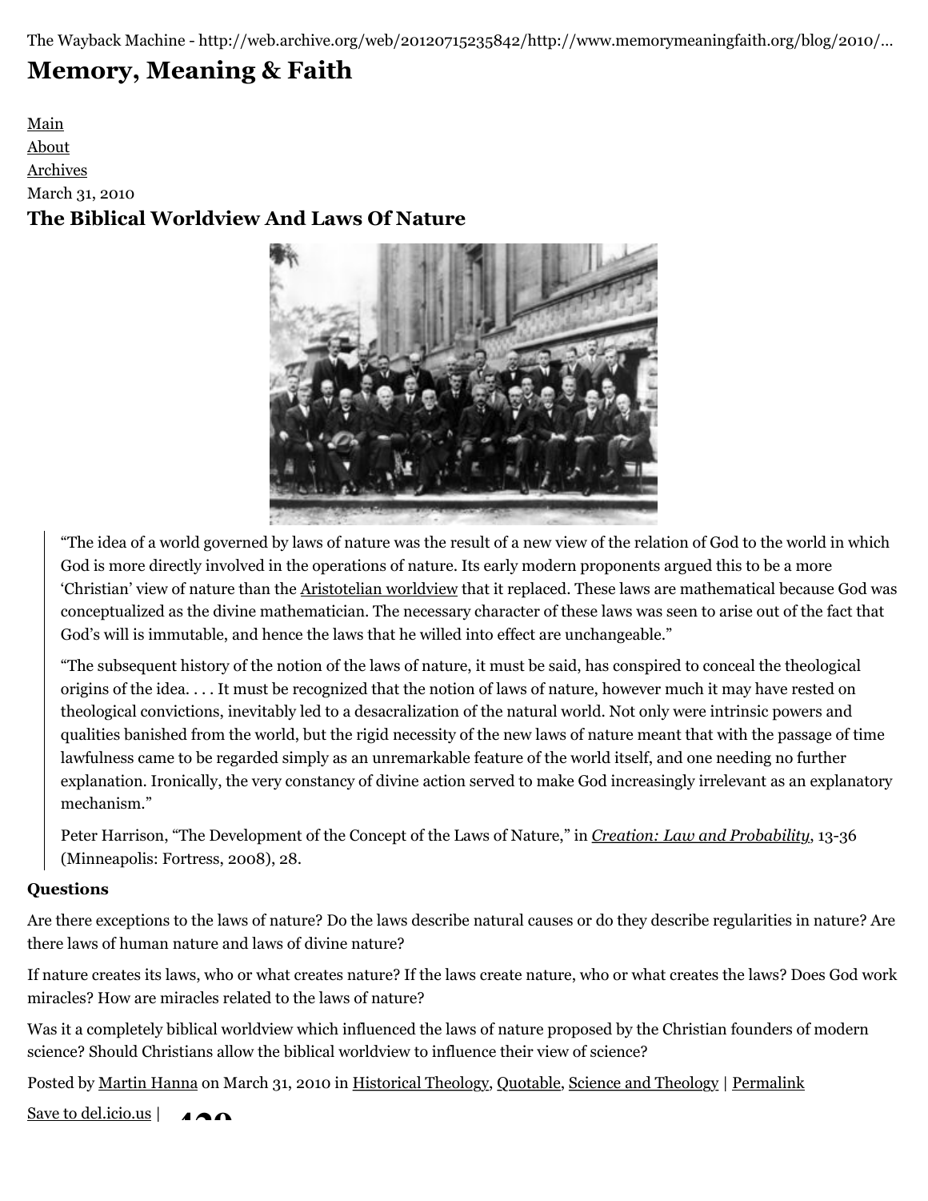The Wayback Machine - http://web.archive.org/web/20120715235842/http://www.memorymeaningfaith.org/blog/2010/...

# Memory, Meaning & Faith

[Main](#)
[About](#)
[Archives](#)

March 31, 2010

## The Biblical Worldview And Laws Of Nature

> "The idea of a world governed by laws of nature was the result of a new view of the relation of God to the world in which God is more directly involved in the operations of nature. Its early modern proponents argued this to be a more 'Christian' view of nature than the Aristotelian worldview that it replaced. These laws are mathematical because God was conceptualized as the divine mathematician. The necessary character of these laws was seen to arise out of the fact that God's will is immutable, and hence the laws that he willed into effect are unchangeable."
>
> "The subsequent history of the notion of the laws of nature, it must be said, has conspired to conceal the theological origins of the idea. . . . It must be recognized that the notion of laws of nature, however much it may have rested on theological convictions, inevitably led to a desacralization of the natural world. Not only were intrinsic powers and qualities banished from the world, but the rigid necessity of the new laws of nature meant that with the passage of time lawfulness came to be regarded simply as an unremarkable feature of the world itself, and one needing no further explanation. Ironically, the very constancy of divine action served to make God increasingly irrelevant as an explanatory mechanism."
>
> Peter Harrison, "The Development of the Concept of the Laws of Nature," in *Creation: Law and Probability*, 13-36 (Minneapolis: Fortress, 2008), 28.

**Questions**

Are there exceptions to the laws of nature? Do the laws describe natural causes or do they describe regularities in nature? Are there laws of human nature and laws of divine nature?

If nature creates its laws, who or what creates nature? If the laws create nature, who or what creates the laws? Does God work miracles? How are miracles related to the laws of nature?

Was it a completely biblical worldview which influenced the laws of nature proposed by the Christian founders of modern science? Should Christians allow the biblical worldview to influence their view of science?

Posted by Martin Hanna on March 31, 2010 in Historical Theology, Quotable, Science and Theology | Permalink

Save to del.icio.us |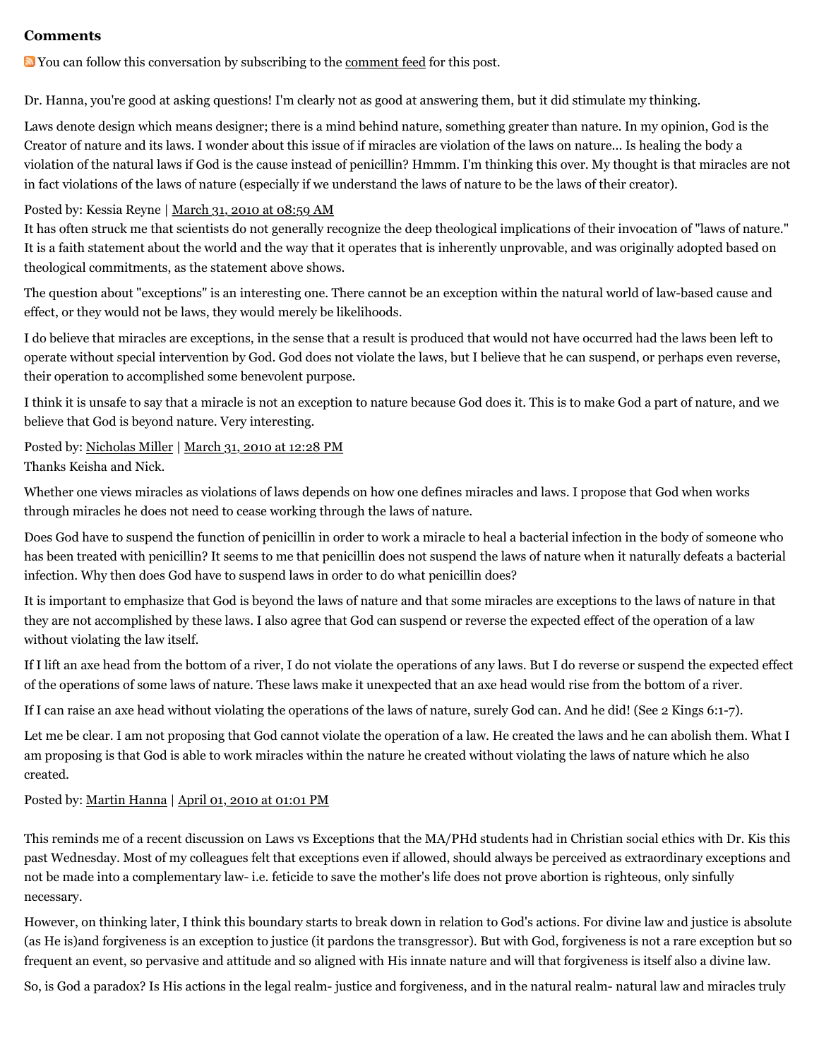## Comments

You can follow this conversation by subscribing to the comment feed for this post.

Dr. Hanna, you're good at asking questions! I'm clearly not as good at answering them, but it did stimulate my thinking.

Laws denote design which means designer; there is a mind behind nature, something greater than nature. In my opinion, God is the Creator of nature and its laws. I wonder about this issue of if miracles are violation of the laws on nature... Is healing the body a violation of the natural laws if God is the cause instead of penicillin? Hmmm. I'm thinking this over. My thought is that miracles are not in fact violations of the laws of nature (especially if we understand the laws of nature to be the laws of their creator).

Posted by: Kessia Reyne | March 31, 2010 at 08:59 AM

It has often struck me that scientists do not generally recognize the deep theological implications of their invocation of "laws of nature." It is a faith statement about the world and the way that it operates that is inherently unprovable, and was originally adopted based on theological commitments, as the statement above shows.

The question about "exceptions" is an interesting one. There cannot be an exception within the natural world of law-based cause and effect, or they would not be laws, they would merely be likelihoods.

I do believe that miracles are exceptions, in the sense that a result is produced that would not have occurred had the laws been left to operate without special intervention by God. God does not violate the laws, but I believe that he can suspend, or perhaps even reverse, their operation to accomplished some benevolent purpose.

I think it is unsafe to say that a miracle is not an exception to nature because God does it. This is to make God a part of nature, and we believe that God is beyond nature. Very interesting.

Posted by: Nicholas Miller | March 31, 2010 at 12:28 PM

Thanks Keisha and Nick.

Whether one views miracles as violations of laws depends on how one defines miracles and laws. I propose that God when works through miracles he does not need to cease working through the laws of nature.

Does God have to suspend the function of penicillin in order to work a miracle to heal a bacterial infection in the body of someone who has been treated with penicillin? It seems to me that penicillin does not suspend the laws of nature when it naturally defeats a bacterial infection. Why then does God have to suspend laws in order to do what penicillin does?

It is important to emphasize that God is beyond the laws of nature and that some miracles are exceptions to the laws of nature in that they are not accomplished by these laws. I also agree that God can suspend or reverse the expected effect of the operation of a law without violating the law itself.

If I lift an axe head from the bottom of a river, I do not violate the operations of any laws. But I do reverse or suspend the expected effect of the operations of some laws of nature. These laws make it unexpected that an axe head would rise from the bottom of a river.

If I can raise an axe head without violating the operations of the laws of nature, surely God can. And he did! (See 2 Kings 6:1-7).

Let me be clear. I am not proposing that God cannot violate the operation of a law. He created the laws and he can abolish them. What I am proposing is that God is able to work miracles within the nature he created without violating the laws of nature which he also created.

Posted by: Martin Hanna | April 01, 2010 at 01:01 PM

This reminds me of a recent discussion on Laws vs Exceptions that the MA/PHd students had in Christian social ethics with Dr. Kis this past Wednesday. Most of my colleagues felt that exceptions even if allowed, should always be perceived as extraordinary exceptions and not be made into a complementary law- i.e. feticide to save the mother's life does not prove abortion is righteous, only sinfully necessary.

However, on thinking later, I think this boundary starts to break down in relation to God's actions. For divine law and justice is absolute (as He is)and forgiveness is an exception to justice (it pardons the transgressor). But with God, forgiveness is not a rare exception but so frequent an event, so pervasive and attitude and so aligned with His innate nature and will that forgiveness is itself also a divine law.

So, is God a paradox? Is His actions in the legal realm- justice and forgiveness, and in the natural realm- natural law and miracles truly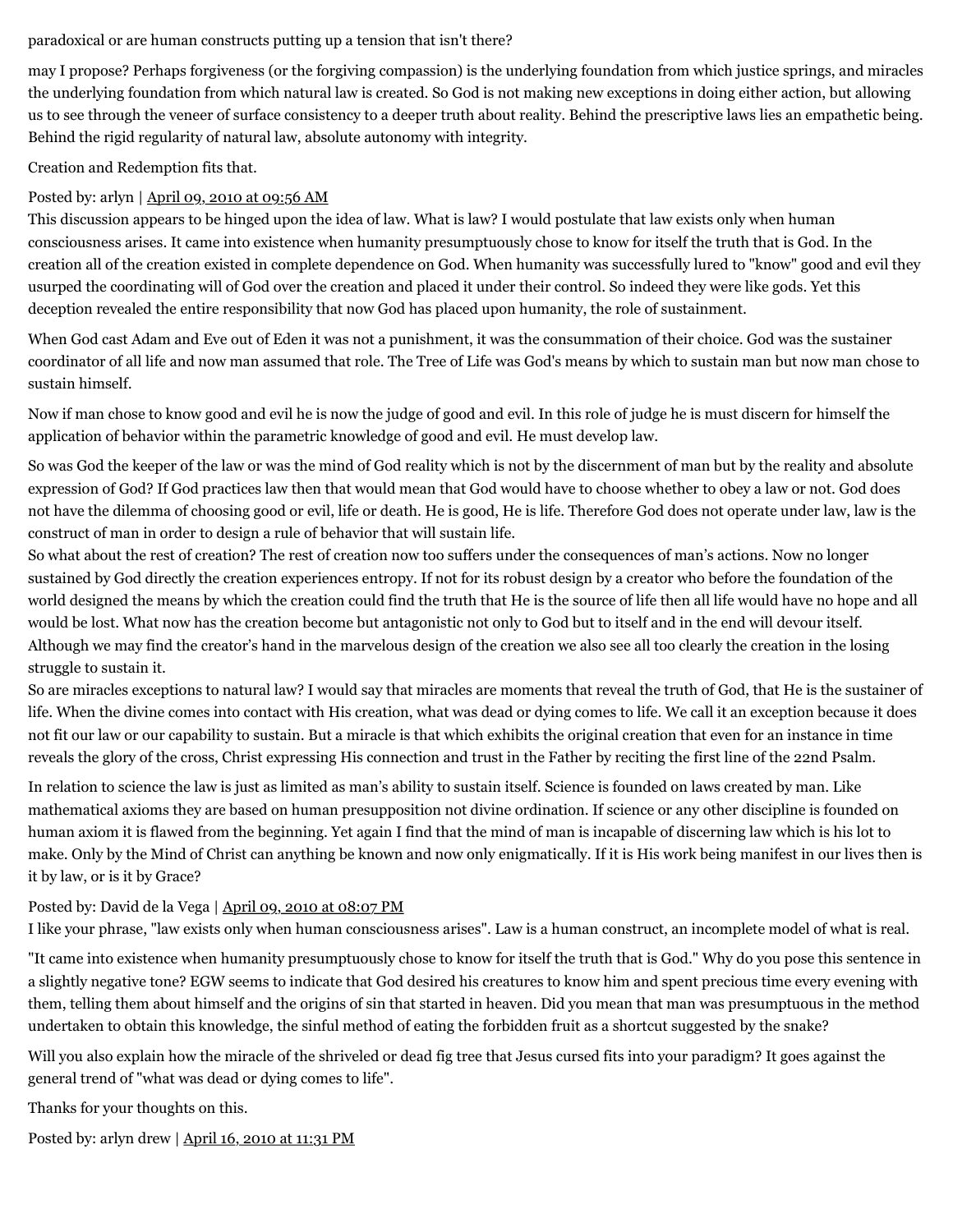paradoxical or are human constructs putting up a tension that isn't there?

may I propose? Perhaps forgiveness (or the forgiving compassion) is the underlying foundation from which justice springs, and miracles the underlying foundation from which natural law is created. So God is not making new exceptions in doing either action, but allowing us to see through the veneer of surface consistency to a deeper truth about reality. Behind the prescriptive laws lies an empathetic being. Behind the rigid regularity of natural law, absolute autonomy with integrity.

Creation and Redemption fits that.

Posted by: arlyn | April 09, 2010 at 09:56 AM

This discussion appears to be hinged upon the idea of law. What is law? I would postulate that law exists only when human consciousness arises. It came into existence when humanity presumptuously chose to know for itself the truth that is God. In the creation all of the creation existed in complete dependence on God. When humanity was successfully lured to "know" good and evil they usurped the coordinating will of God over the creation and placed it under their control. So indeed they were like gods. Yet this deception revealed the entire responsibility that now God has placed upon humanity, the role of sustainment.

When God cast Adam and Eve out of Eden it was not a punishment, it was the consummation of their choice. God was the sustainer coordinator of all life and now man assumed that role. The Tree of Life was God's means by which to sustain man but now man chose to sustain himself.

Now if man chose to know good and evil he is now the judge of good and evil. In this role of judge he is must discern for himself the application of behavior within the parametric knowledge of good and evil. He must develop law.

So was God the keeper of the law or was the mind of God reality which is not by the discernment of man but by the reality and absolute expression of God? If God practices law then that would mean that God would have to choose whether to obey a law or not. God does not have the dilemma of choosing good or evil, life or death. He is good, He is life. Therefore God does not operate under law, law is the construct of man in order to design a rule of behavior that will sustain life.

So what about the rest of creation? The rest of creation now too suffers under the consequences of man's actions. Now no longer sustained by God directly the creation experiences entropy. If not for its robust design by a creator who before the foundation of the world designed the means by which the creation could find the truth that He is the source of life then all life would have no hope and all would be lost. What now has the creation become but antagonistic not only to God but to itself and in the end will devour itself. Although we may find the creator's hand in the marvelous design of the creation we also see all too clearly the creation in the losing struggle to sustain it.

So are miracles exceptions to natural law? I would say that miracles are moments that reveal the truth of God, that He is the sustainer of life. When the divine comes into contact with His creation, what was dead or dying comes to life. We call it an exception because it does not fit our law or our capability to sustain. But a miracle is that which exhibits the original creation that even for an instance in time reveals the glory of the cross, Christ expressing His connection and trust in the Father by reciting the first line of the 22nd Psalm.

In relation to science the law is just as limited as man's ability to sustain itself. Science is founded on laws created by man. Like mathematical axioms they are based on human presupposition not divine ordination. If science or any other discipline is founded on human axiom it is flawed from the beginning. Yet again I find that the mind of man is incapable of discerning law which is his lot to make. Only by the Mind of Christ can anything be known and now only enigmatically. If it is His work being manifest in our lives then is it by law, or is it by Grace?

Posted by: David de la Vega | April 09, 2010 at 08:07 PM

I like your phrase, "law exists only when human consciousness arises". Law is a human construct, an incomplete model of what is real.

"It came into existence when humanity presumptuously chose to know for itself the truth that is God." Why do you pose this sentence in a slightly negative tone? EGW seems to indicate that God desired his creatures to know him and spent precious time every evening with them, telling them about himself and the origins of sin that started in heaven. Did you mean that man was presumptuous in the method undertaken to obtain this knowledge, the sinful method of eating the forbidden fruit as a shortcut suggested by the snake?

Will you also explain how the miracle of the shriveled or dead fig tree that Jesus cursed fits into your paradigm? It goes against the general trend of "what was dead or dying comes to life".

Thanks for your thoughts on this.

Posted by: arlyn drew | April 16, 2010 at 11:31 PM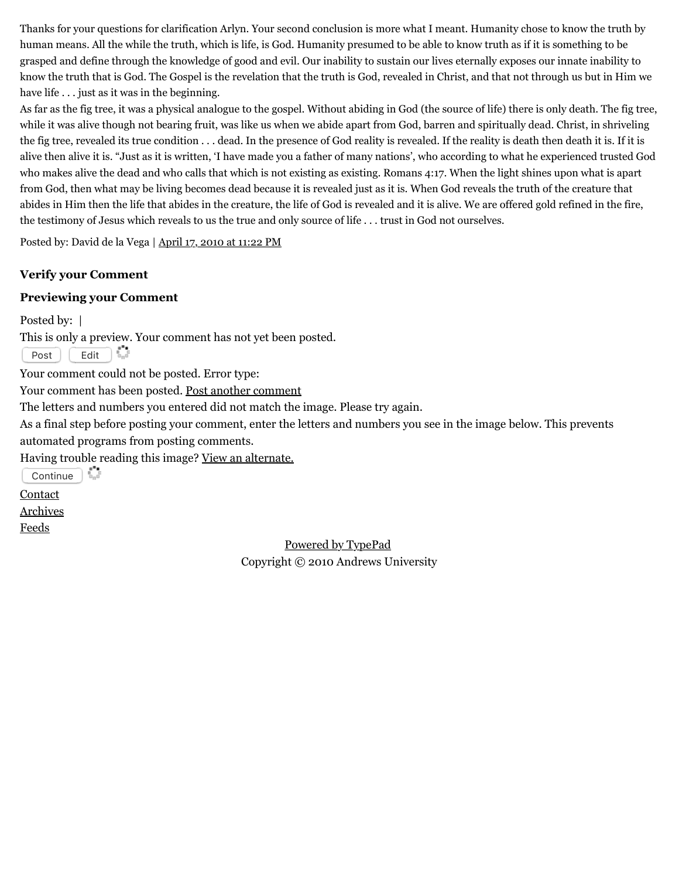Thanks for your questions for clarification Arlyn. Your second conclusion is more what I meant. Humanity chose to know the truth by human means. All the while the truth, which is life, is God. Humanity presumed to be able to know truth as if it is something to be grasped and define through the knowledge of good and evil. Our inability to sustain our lives eternally exposes our innate inability to know the truth that is God. The Gospel is the revelation that the truth is God, revealed in Christ, and that not through us but in Him we have life . . . just as it was in the beginning.

As far as the fig tree, it was a physical analogue to the gospel. Without abiding in God (the source of life) there is only death. The fig tree, while it was alive though not bearing fruit, was like us when we abide apart from God, barren and spiritually dead. Christ, in shriveling the fig tree, revealed its true condition . . . dead. In the presence of God reality is revealed. If the reality is death then death it is. If it is alive then alive it is. "Just as it is written, 'I have made you a father of many nations', who according to what he experienced trusted God who makes alive the dead and who calls that which is not existing as existing. Romans 4:17. When the light shines upon what is apart from God, then what may be living becomes dead because it is revealed just as it is. When God reveals the truth of the creature that abides in Him then the life that abides in the creature, the life of God is revealed and it is alive. We are offered gold refined in the fire, the testimony of Jesus which reveals to us the true and only source of life . . . trust in God not ourselves.

Posted by: David de la Vega | April 17, 2010 at 11:22 PM

### Verify your Comment

### Previewing your Comment

Posted by: |

This is only a preview. Your comment has not yet been posted.

Post Edit

Your comment could not be posted. Error type:

Your comment has been posted. Post another comment

The letters and numbers you entered did not match the image. Please try again.

As a final step before posting your comment, enter the letters and numbers you see in the image below. This prevents automated programs from posting comments.

Having trouble reading this image? View an alternate.

Continue

Contact

Archives

Feeds

Powered by TypePad

Copyright © 2010 Andrews University